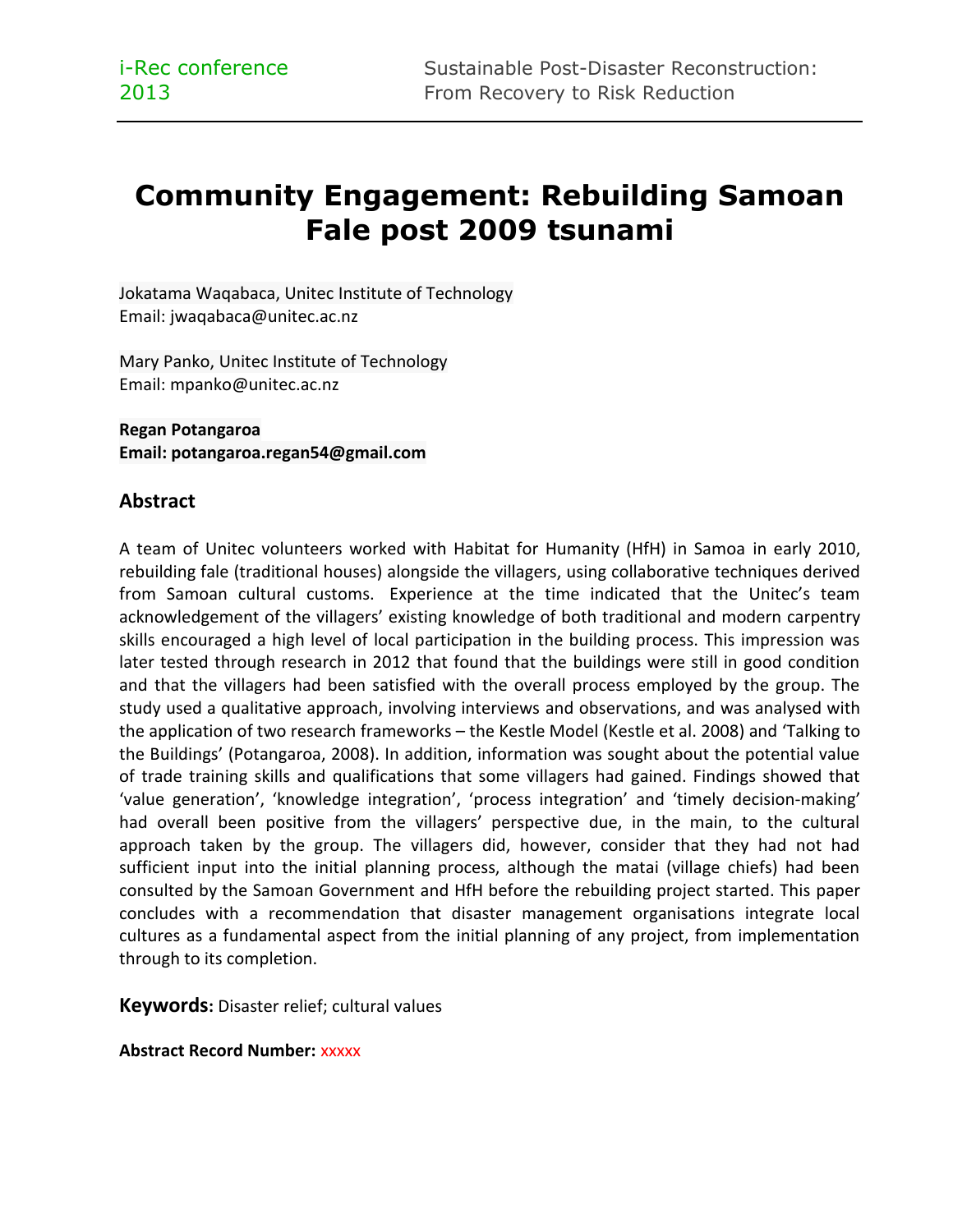# Community Engagement: Rebuilding Samoan Fale post 2009 tsunami

Jokatama Waqabaca, Unitec Institute of Technology
Email: jwaqabaca@unitec.ac.nz

Mary Panko, Unitec Institute of Technology
Email: mpanko@unitec.ac.nz

**Regan Potangaroa**
**Email: potangaroa.regan54@gmail.com**

## Abstract

A team of Unitec volunteers worked with Habitat for Humanity (HfH) in Samoa in early 2010, rebuilding fale (traditional houses) alongside the villagers, using collaborative techniques derived from Samoan cultural customs. Experience at the time indicated that the Unitec's team acknowledgement of the villagers' existing knowledge of both traditional and modern carpentry skills encouraged a high level of local participation in the building process. This impression was later tested through research in 2012 that found that the buildings were still in good condition and that the villagers had been satisfied with the overall process employed by the group. The study used a qualitative approach, involving interviews and observations, and was analysed with the application of two research frameworks – the Kestle Model (Kestle et al. 2008) and 'Talking to the Buildings' (Potangaroa, 2008). In addition, information was sought about the potential value of trade training skills and qualifications that some villagers had gained. Findings showed that 'value generation', 'knowledge integration', 'process integration' and 'timely decision-making' had overall been positive from the villagers' perspective due, in the main, to the cultural approach taken by the group. The villagers did, however, consider that they had not had sufficient input into the initial planning process, although the matai (village chiefs) had been consulted by the Samoan Government and HfH before the rebuilding project started. This paper concludes with a recommendation that disaster management organisations integrate local cultures as a fundamental aspect from the initial planning of any project, from implementation through to its completion.

**Keywords:** Disaster relief; cultural values

**Abstract Record Number:** xxxxx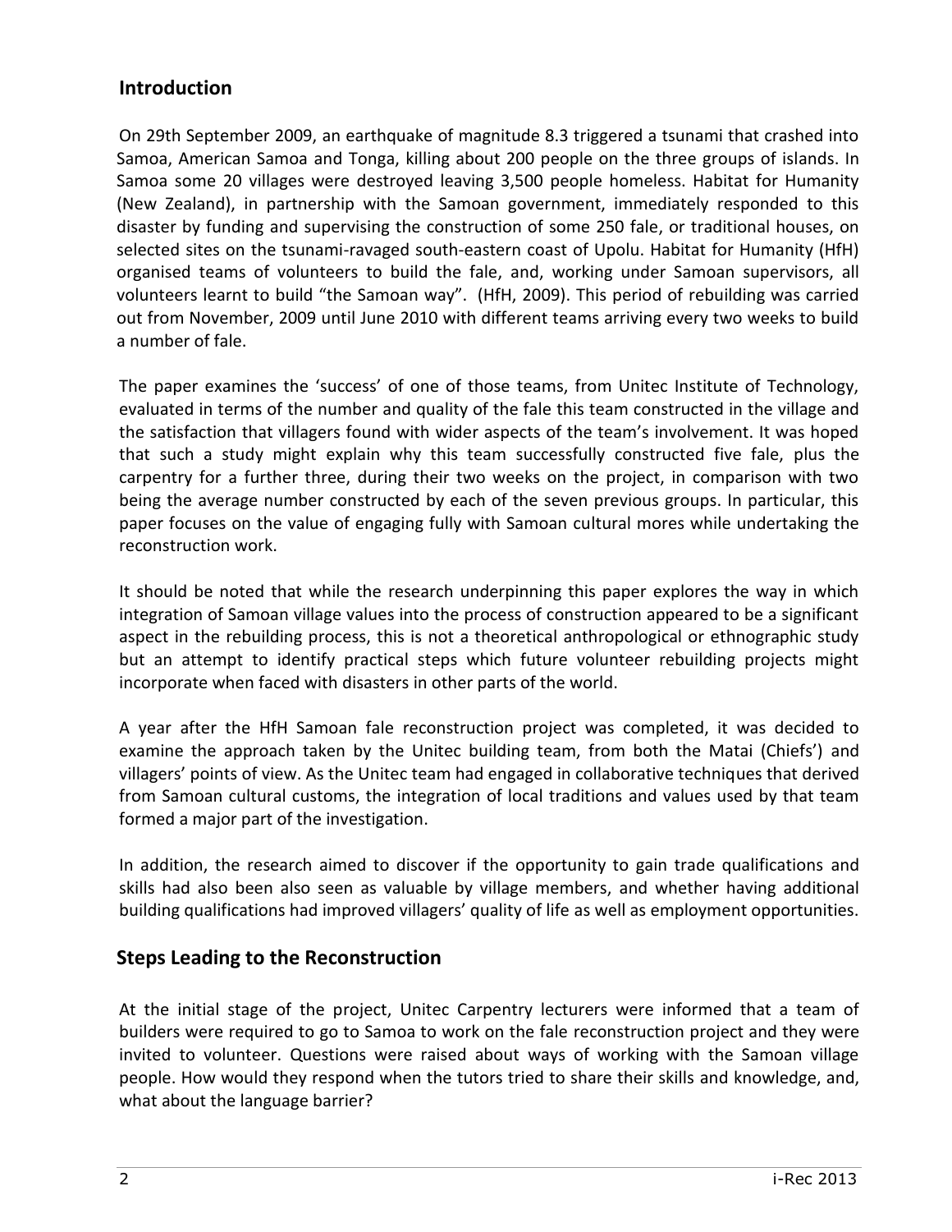## Introduction

On 29th September 2009, an earthquake of magnitude 8.3 triggered a tsunami that crashed into Samoa, American Samoa and Tonga, killing about 200 people on the three groups of islands. In Samoa some 20 villages were destroyed leaving 3,500 people homeless. Habitat for Humanity (New Zealand), in partnership with the Samoan government, immediately responded to this disaster by funding and supervising the construction of some 250 fale, or traditional houses, on selected sites on the tsunami-ravaged south-eastern coast of Upolu. Habitat for Humanity (HfH) organised teams of volunteers to build the fale, and, working under Samoan supervisors, all volunteers learnt to build "the Samoan way". (HfH, 2009). This period of rebuilding was carried out from November, 2009 until June 2010 with different teams arriving every two weeks to build a number of fale.

The paper examines the 'success' of one of those teams, from Unitec Institute of Technology, evaluated in terms of the number and quality of the fale this team constructed in the village and the satisfaction that villagers found with wider aspects of the team's involvement. It was hoped that such a study might explain why this team successfully constructed five fale, plus the carpentry for a further three, during their two weeks on the project, in comparison with two being the average number constructed by each of the seven previous groups. In particular, this paper focuses on the value of engaging fully with Samoan cultural mores while undertaking the reconstruction work.

It should be noted that while the research underpinning this paper explores the way in which integration of Samoan village values into the process of construction appeared to be a significant aspect in the rebuilding process, this is not a theoretical anthropological or ethnographic study but an attempt to identify practical steps which future volunteer rebuilding projects might incorporate when faced with disasters in other parts of the world.

A year after the HfH Samoan fale reconstruction project was completed, it was decided to examine the approach taken by the Unitec building team, from both the Matai (Chiefs') and villagers' points of view. As the Unitec team had engaged in collaborative techniques that derived from Samoan cultural customs, the integration of local traditions and values used by that team formed a major part of the investigation.

In addition, the research aimed to discover if the opportunity to gain trade qualifications and skills had also been also seen as valuable by village members, and whether having additional building qualifications had improved villagers' quality of life as well as employment opportunities.

## Steps Leading to the Reconstruction

At the initial stage of the project, Unitec Carpentry lecturers were informed that a team of builders were required to go to Samoa to work on the fale reconstruction project and they were invited to volunteer. Questions were raised about ways of working with the Samoan village people. How would they respond when the tutors tried to share their skills and knowledge, and, what about the language barrier?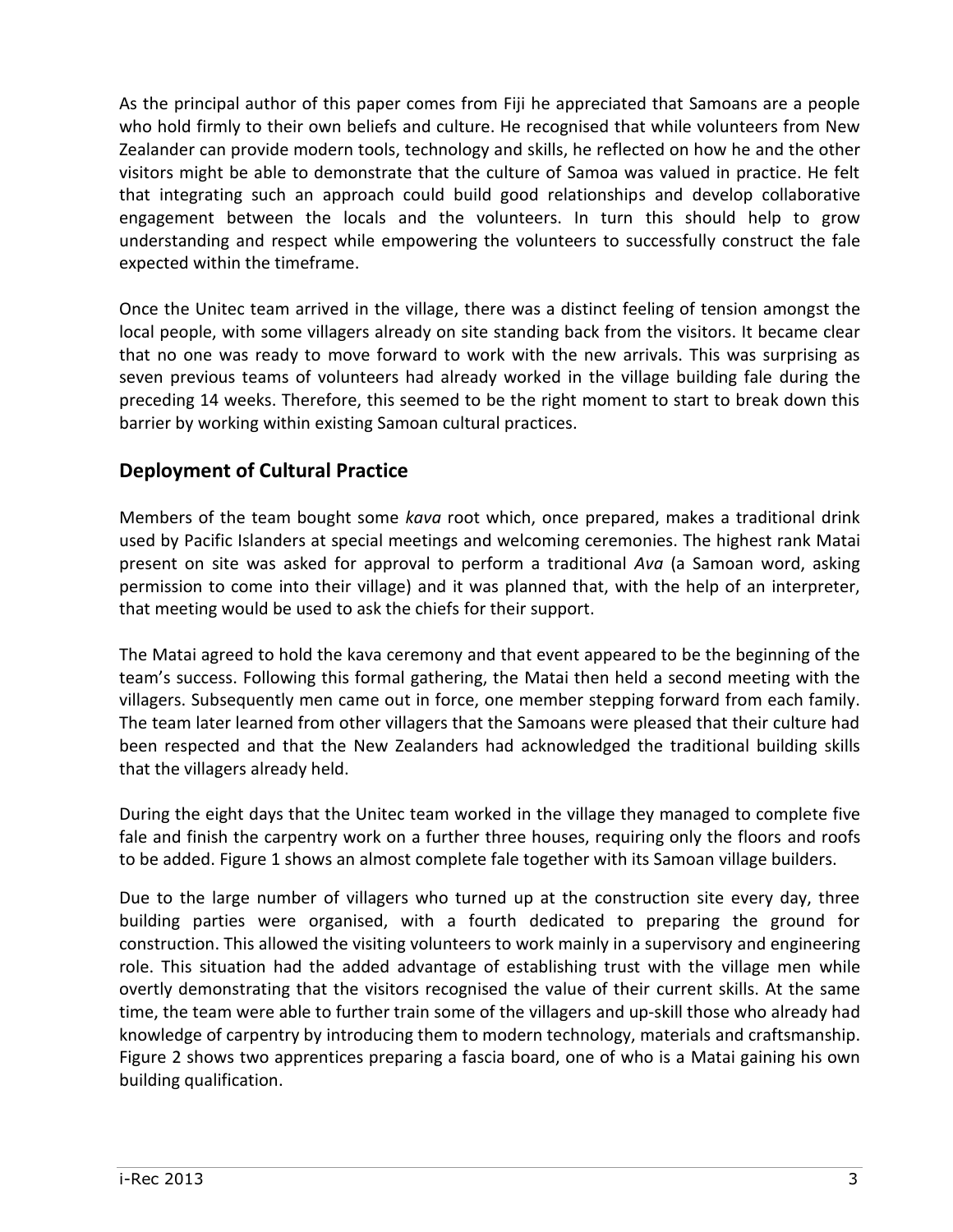As the principal author of this paper comes from Fiji he appreciated that Samoans are a people who hold firmly to their own beliefs and culture. He recognised that while volunteers from New Zealander can provide modern tools, technology and skills, he reflected on how he and the other visitors might be able to demonstrate that the culture of Samoa was valued in practice. He felt that integrating such an approach could build good relationships and develop collaborative engagement between the locals and the volunteers. In turn this should help to grow understanding and respect while empowering the volunteers to successfully construct the fale expected within the timeframe.

Once the Unitec team arrived in the village, there was a distinct feeling of tension amongst the local people, with some villagers already on site standing back from the visitors. It became clear that no one was ready to move forward to work with the new arrivals. This was surprising as seven previous teams of volunteers had already worked in the village building fale during the preceding 14 weeks. Therefore, this seemed to be the right moment to start to break down this barrier by working within existing Samoan cultural practices.

## Deployment of Cultural Practice

Members of the team bought some *kava* root which, once prepared, makes a traditional drink used by Pacific Islanders at special meetings and welcoming ceremonies. The highest rank Matai present on site was asked for approval to perform a traditional *Ava* (a Samoan word, asking permission to come into their village) and it was planned that, with the help of an interpreter, that meeting would be used to ask the chiefs for their support.

The Matai agreed to hold the kava ceremony and that event appeared to be the beginning of the team's success. Following this formal gathering, the Matai then held a second meeting with the villagers. Subsequently men came out in force, one member stepping forward from each family. The team later learned from other villagers that the Samoans were pleased that their culture had been respected and that the New Zealanders had acknowledged the traditional building skills that the villagers already held.

During the eight days that the Unitec team worked in the village they managed to complete five fale and finish the carpentry work on a further three houses, requiring only the floors and roofs to be added. Figure 1 shows an almost complete fale together with its Samoan village builders.

Due to the large number of villagers who turned up at the construction site every day, three building parties were organised, with a fourth dedicated to preparing the ground for construction. This allowed the visiting volunteers to work mainly in a supervisory and engineering role. This situation had the added advantage of establishing trust with the village men while overtly demonstrating that the visitors recognised the value of their current skills. At the same time, the team were able to further train some of the villagers and up-skill those who already had knowledge of carpentry by introducing them to modern technology, materials and craftsmanship. Figure 2 shows two apprentices preparing a fascia board, one of who is a Matai gaining his own building qualification.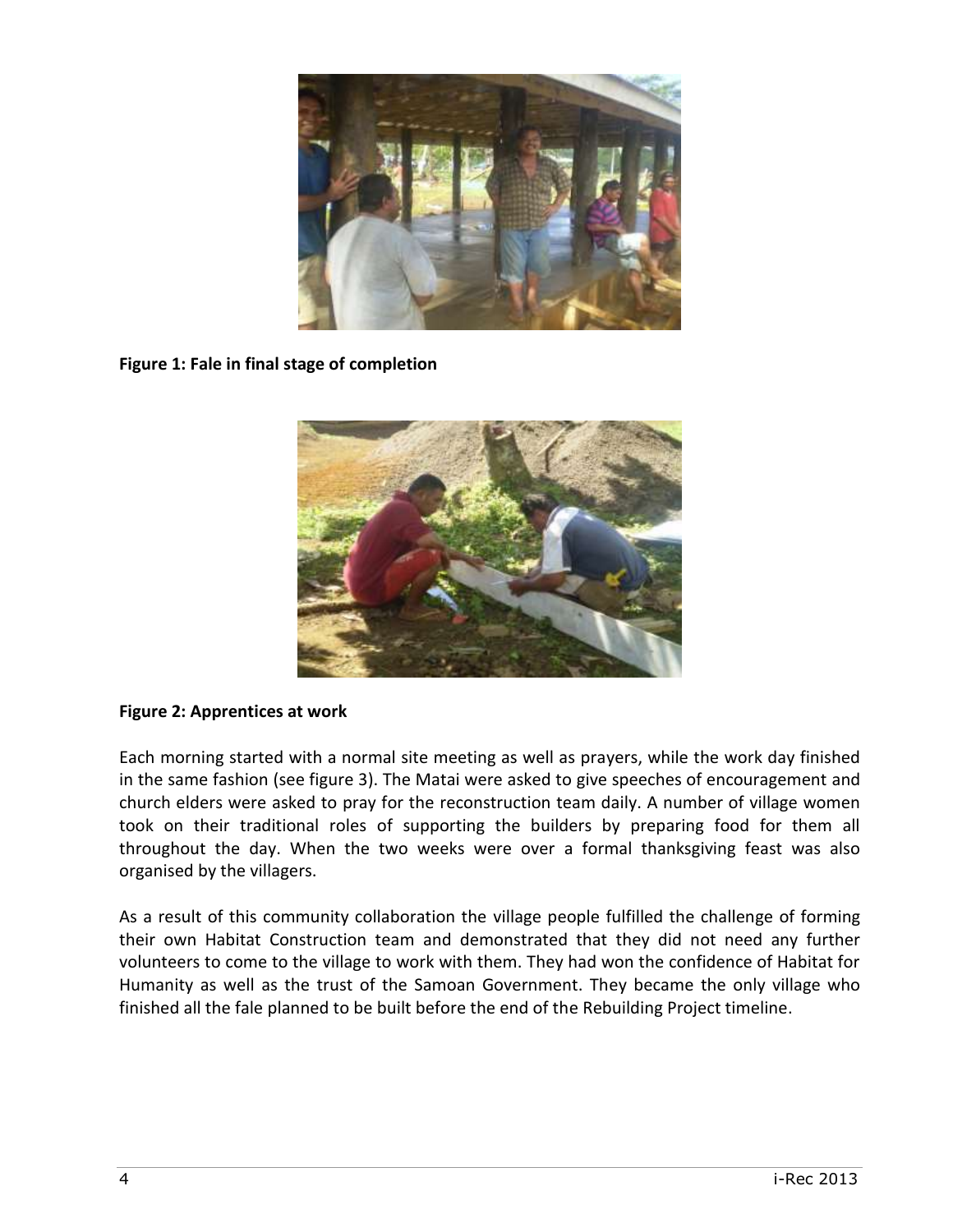**Figure 1: Fale in final stage of completion**

**Figure 2: Apprentices at work**

Each morning started with a normal site meeting as well as prayers, while the work day finished in the same fashion (see figure 3). The Matai were asked to give speeches of encouragement and church elders were asked to pray for the reconstruction team daily. A number of village women took on their traditional roles of supporting the builders by preparing food for them all throughout the day. When the two weeks were over a formal thanksgiving feast was also organised by the villagers.

As a result of this community collaboration the village people fulfilled the challenge of forming their own Habitat Construction team and demonstrated that they did not need any further volunteers to come to the village to work with them. They had won the confidence of Habitat for Humanity as well as the trust of the Samoan Government. They became the only village who finished all the fale planned to be built before the end of the Rebuilding Project timeline.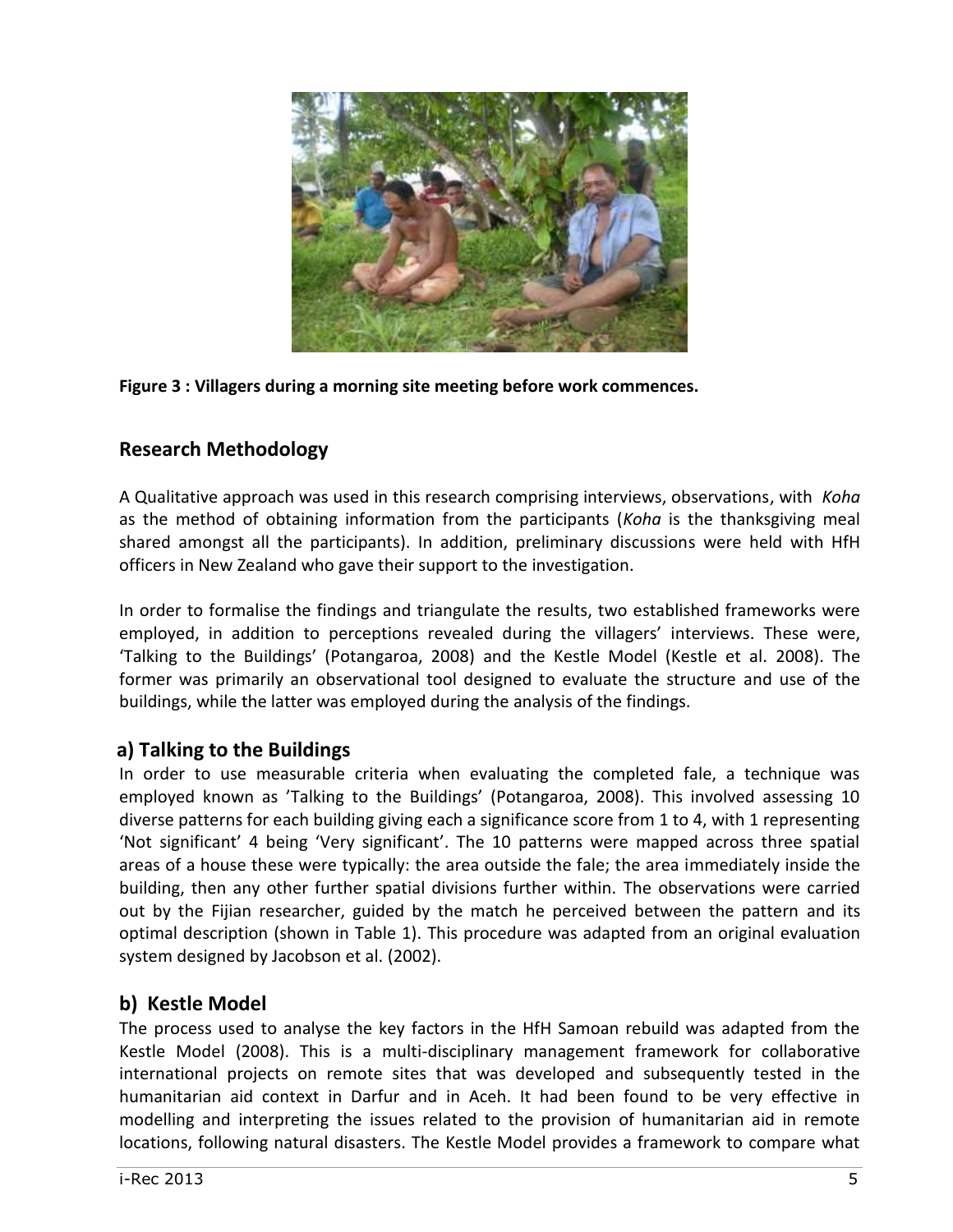**Figure 3 : Villagers during a morning site meeting before work commences.**

## Research Methodology

A Qualitative approach was used in this research comprising interviews, observations, with *Koha* as the method of obtaining information from the participants (*Koha* is the thanksgiving meal shared amongst all the participants). In addition, preliminary discussions were held with HfH officers in New Zealand who gave their support to the investigation.

In order to formalise the findings and triangulate the results, two established frameworks were employed, in addition to perceptions revealed during the villagers' interviews. These were, 'Talking to the Buildings' (Potangaroa, 2008) and the Kestle Model (Kestle et al. 2008). The former was primarily an observational tool designed to evaluate the structure and use of the buildings, while the latter was employed during the analysis of the findings.

### a) Talking to the Buildings

In order to use measurable criteria when evaluating the completed fale, a technique was employed known as 'Talking to the Buildings' (Potangaroa, 2008). This involved assessing 10 diverse patterns for each building giving each a significance score from 1 to 4, with 1 representing 'Not significant' 4 being 'Very significant'. The 10 patterns were mapped across three spatial areas of a house these were typically: the area outside the fale; the area immediately inside the building, then any other further spatial divisions further within. The observations were carried out by the Fijian researcher, guided by the match he perceived between the pattern and its optimal description (shown in Table 1). This procedure was adapted from an original evaluation system designed by Jacobson et al. (2002).

### b) Kestle Model

The process used to analyse the key factors in the HfH Samoan rebuild was adapted from the Kestle Model (2008). This is a multi-disciplinary management framework for collaborative international projects on remote sites that was developed and subsequently tested in the humanitarian aid context in Darfur and in Aceh. It had been found to be very effective in modelling and interpreting the issues related to the provision of humanitarian aid in remote locations, following natural disasters. The Kestle Model provides a framework to compare what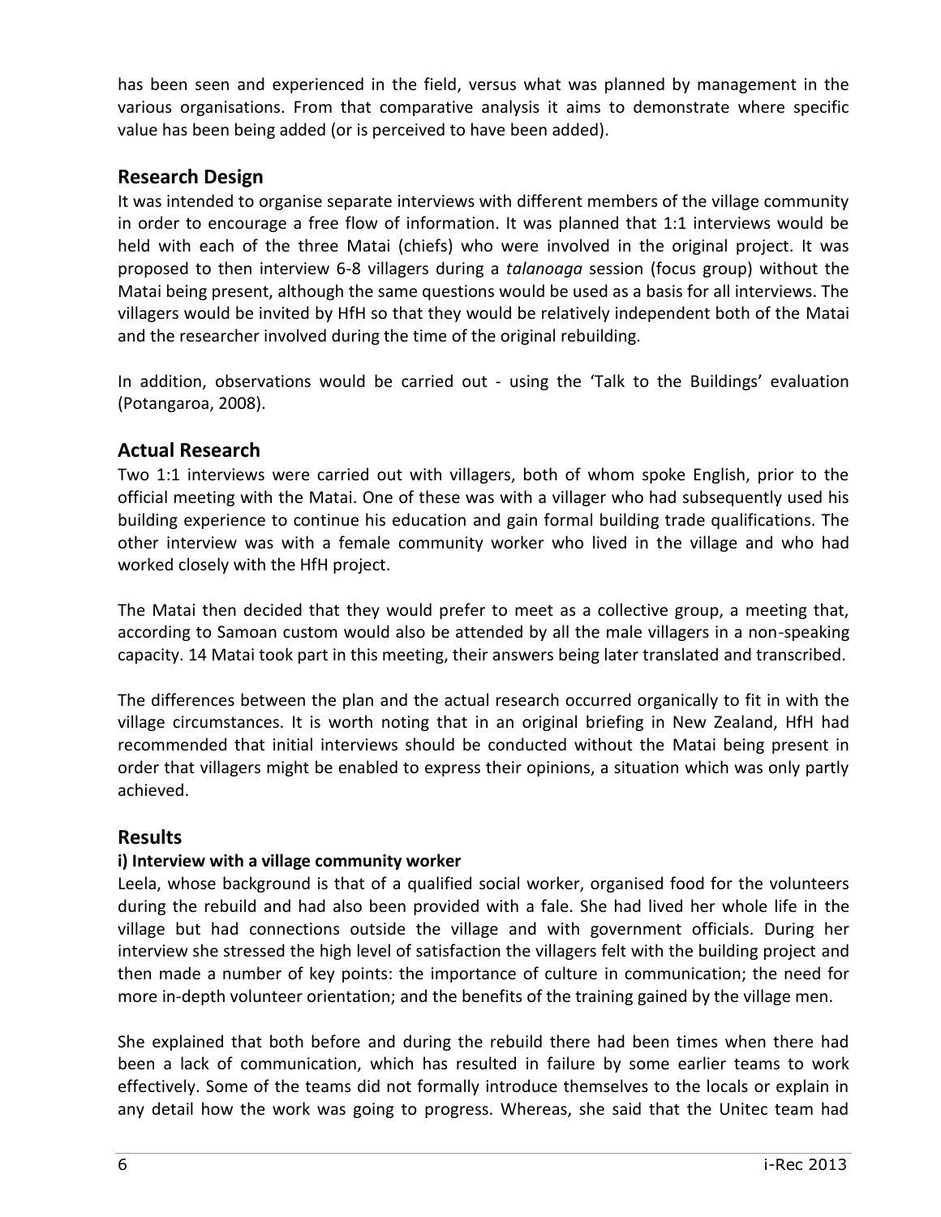has been seen and experienced in the field, versus what was planned by management in the various organisations. From that comparative analysis it aims to demonstrate where specific value has been being added (or is perceived to have been added).

## Research Design

It was intended to organise separate interviews with different members of the village community in order to encourage a free flow of information. It was planned that 1:1 interviews would be held with each of the three Matai (chiefs) who were involved in the original project. It was proposed to then interview 6-8 villagers during a *talanoaga* session (focus group) without the Matai being present, although the same questions would be used as a basis for all interviews. The villagers would be invited by HfH so that they would be relatively independent both of the Matai and the researcher involved during the time of the original rebuilding.

In addition, observations would be carried out - using the 'Talk to the Buildings' evaluation (Potangaroa, 2008).

## Actual Research

Two 1:1 interviews were carried out with villagers, both of whom spoke English, prior to the official meeting with the Matai. One of these was with a villager who had subsequently used his building experience to continue his education and gain formal building trade qualifications. The other interview was with a female community worker who lived in the village and who had worked closely with the HfH project.

The Matai then decided that they would prefer to meet as a collective group, a meeting that, according to Samoan custom would also be attended by all the male villagers in a non-speaking capacity. 14 Matai took part in this meeting, their answers being later translated and transcribed.

The differences between the plan and the actual research occurred organically to fit in with the village circumstances. It is worth noting that in an original briefing in New Zealand, HfH had recommended that initial interviews should be conducted without the Matai being present in order that villagers might be enabled to express their opinions, a situation which was only partly achieved.

## Results

### i) Interview with a village community worker

Leela, whose background is that of a qualified social worker, organised food for the volunteers during the rebuild and had also been provided with a fale. She had lived her whole life in the village but had connections outside the village and with government officials. During her interview she stressed the high level of satisfaction the villagers felt with the building project and then made a number of key points: the importance of culture in communication; the need for more in-depth volunteer orientation; and the benefits of the training gained by the village men.

She explained that both before and during the rebuild there had been times when there had been a lack of communication, which has resulted in failure by some earlier teams to work effectively. Some of the teams did not formally introduce themselves to the locals or explain in any detail how the work was going to progress. Whereas, she said that the Unitec team had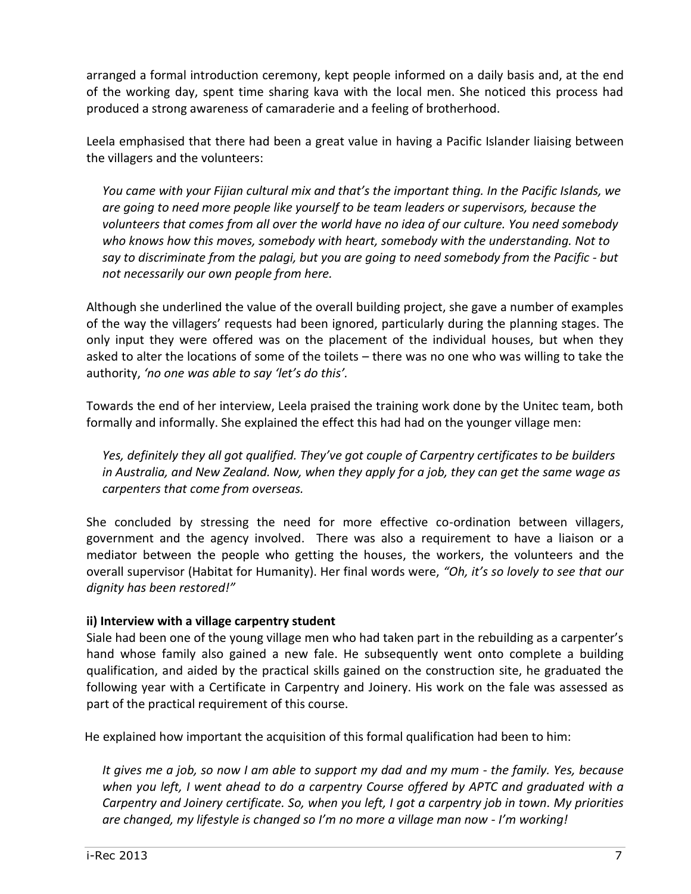arranged a formal introduction ceremony, kept people informed on a daily basis and, at the end of the working day, spent time sharing kava with the local men. She noticed this process had produced a strong awareness of camaraderie and a feeling of brotherhood.

Leela emphasised that there had been a great value in having a Pacific Islander liaising between the villagers and the volunteers:

> *You came with your Fijian cultural mix and that's the important thing. In the Pacific Islands, we are going to need more people like yourself to be team leaders or supervisors, because the volunteers that comes from all over the world have no idea of our culture. You need somebody who knows how this moves, somebody with heart, somebody with the understanding. Not to say to discriminate from the palagi, but you are going to need somebody from the Pacific - but not necessarily our own people from here.*

Although she underlined the value of the overall building project, she gave a number of examples of the way the villagers' requests had been ignored, particularly during the planning stages. The only input they were offered was on the placement of the individual houses, but when they asked to alter the locations of some of the toilets – there was no one who was willing to take the authority, *'no one was able to say 'let's do this'.*

Towards the end of her interview, Leela praised the training work done by the Unitec team, both formally and informally. She explained the effect this had had on the younger village men:

> *Yes, definitely they all got qualified. They've got couple of Carpentry certificates to be builders in Australia, and New Zealand. Now, when they apply for a job, they can get the same wage as carpenters that come from overseas.*

She concluded by stressing the need for more effective co-ordination between villagers, government and the agency involved. There was also a requirement to have a liaison or a mediator between the people who getting the houses, the workers, the volunteers and the overall supervisor (Habitat for Humanity). Her final words were, *"Oh, it's so lovely to see that our dignity has been restored!"*

**ii) Interview with a village carpentry student**

Siale had been one of the young village men who had taken part in the rebuilding as a carpenter's hand whose family also gained a new fale. He subsequently went onto complete a building qualification, and aided by the practical skills gained on the construction site, he graduated the following year with a Certificate in Carpentry and Joinery. His work on the fale was assessed as part of the practical requirement of this course.

He explained how important the acquisition of this formal qualification had been to him:

> *It gives me a job, so now I am able to support my dad and my mum - the family. Yes, because when you left, I went ahead to do a carpentry Course offered by APTC and graduated with a Carpentry and Joinery certificate. So, when you left, I got a carpentry job in town. My priorities are changed, my lifestyle is changed so I'm no more a village man now - I'm working!*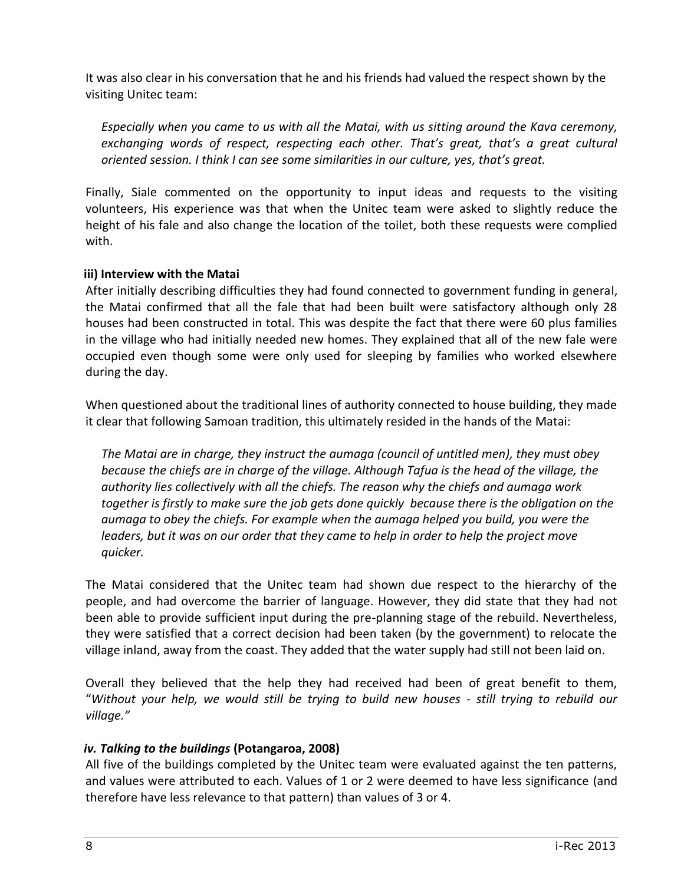It was also clear in his conversation that he and his friends had valued the respect shown by the visiting Unitec team:

> *Especially when you came to us with all the Matai, with us sitting around the Kava ceremony, exchanging words of respect, respecting each other. That's great, that's a great cultural oriented session. I think I can see some similarities in our culture, yes, that's great.*

Finally, Siale commented on the opportunity to input ideas and requests to the visiting volunteers, His experience was that when the Unitec team were asked to slightly reduce the height of his fale and also change the location of the toilet, both these requests were complied with.

#### iii) Interview with the Matai

After initially describing difficulties they had found connected to government funding in general, the Matai confirmed that all the fale that had been built were satisfactory although only 28 houses had been constructed in total. This was despite the fact that there were 60 plus families in the village who had initially needed new homes. They explained that all of the new fale were occupied even though some were only used for sleeping by families who worked elsewhere during the day.

When questioned about the traditional lines of authority connected to house building, they made it clear that following Samoan tradition, this ultimately resided in the hands of the Matai:

> *The Matai are in charge, they instruct the aumaga (council of untitled men), they must obey because the chiefs are in charge of the village. Although Tafua is the head of the village, the authority lies collectively with all the chiefs. The reason why the chiefs and aumaga work together is firstly to make sure the job gets done quickly because there is the obligation on the aumaga to obey the chiefs. For example when the aumaga helped you build, you were the leaders, but it was on our order that they came to help in order to help the project move quicker.*

The Matai considered that the Unitec team had shown due respect to the hierarchy of the people, and had overcome the barrier of language. However, they did state that they had not been able to provide sufficient input during the pre-planning stage of the rebuild. Nevertheless, they were satisfied that a correct decision had been taken (by the government) to relocate the village inland, away from the coast. They added that the water supply had still not been laid on.

Overall they believed that the help they had received had been of great benefit to them, "*Without your help, we would still be trying to build new houses - still trying to rebuild our village."*

#### *iv. Talking to the buildings* (Potangaroa, 2008)

All five of the buildings completed by the Unitec team were evaluated against the ten patterns, and values were attributed to each. Values of 1 or 2 were deemed to have less significance (and therefore have less relevance to that pattern) than values of 3 or 4.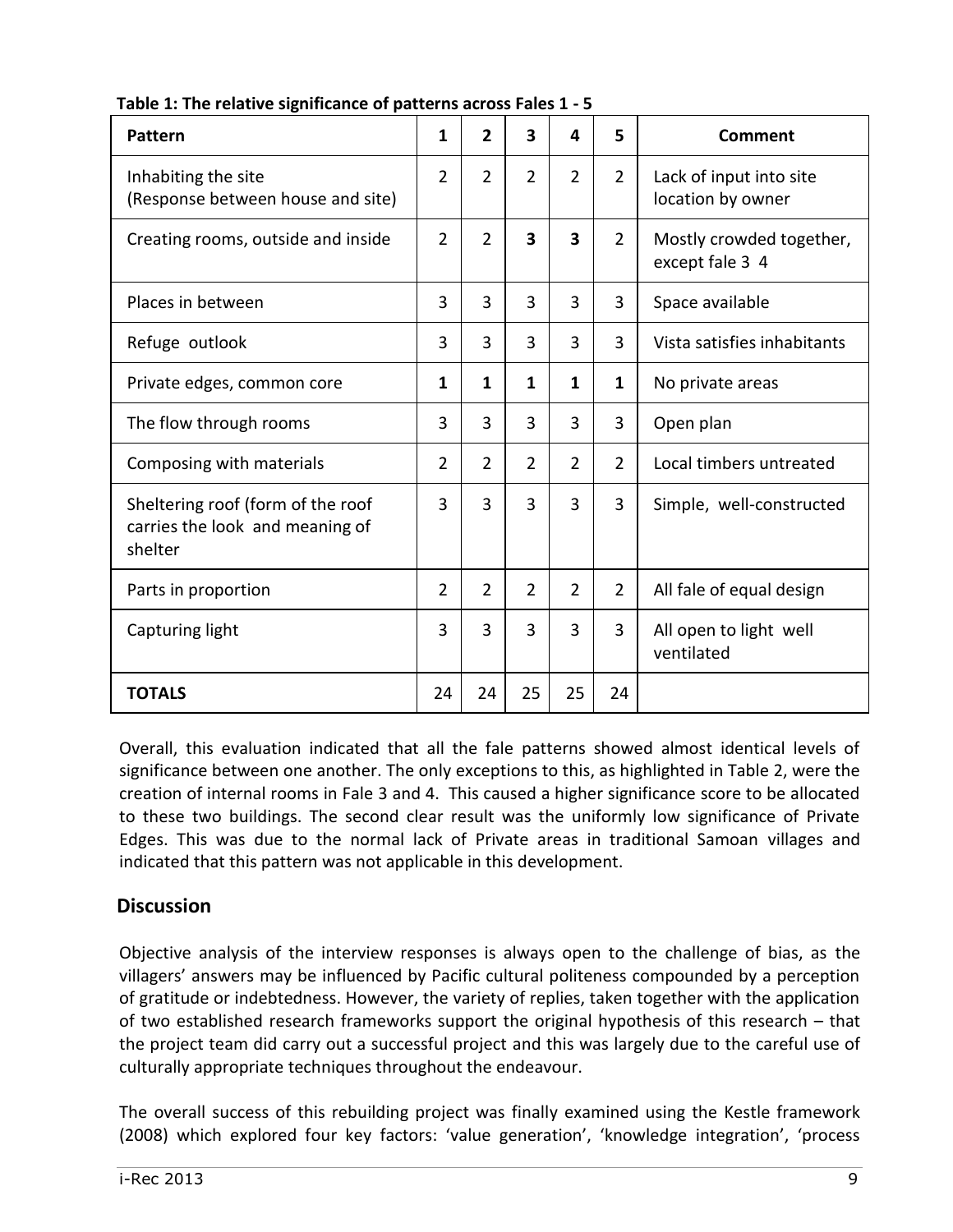**Table 1: The relative significance of patterns across Fales 1 - 5**

| Pattern | 1 | 2 | 3 | 4 | 5 | Comment |
|---|---|---|---|---|---|---|
| Inhabiting the site (Response between house and site) | 2 | 2 | 2 | 2 | 2 | Lack of input into site location by owner |
| Creating rooms, outside and inside | 2 | 2 | **3** | **3** | 2 | Mostly crowded together, except fale 3 4 |
| Places in between | 3 | 3 | 3 | 3 | 3 | Space available |
| Refuge outlook | 3 | 3 | 3 | 3 | 3 | Vista satisfies inhabitants |
| Private edges, common core | **1** | **1** | **1** | **1** | **1** | No private areas |
| The flow through rooms | 3 | 3 | 3 | 3 | 3 | Open plan |
| Composing with materials | 2 | 2 | 2 | 2 | 2 | Local timbers untreated |
| Sheltering roof (form of the roof carries the look and meaning of shelter | 3 | 3 | 3 | 3 | 3 | Simple, well-constructed |
| Parts in proportion | 2 | 2 | 2 | 2 | 2 | All fale of equal design |
| Capturing light | 3 | 3 | 3 | 3 | 3 | All open to light well ventilated |
| **TOTALS** | 24 | 24 | 25 | 25 | 24 | |

Overall, this evaluation indicated that all the fale patterns showed almost identical levels of significance between one another. The only exceptions to this, as highlighted in Table 2, were the creation of internal rooms in Fale 3 and 4. This caused a higher significance score to be allocated to these two buildings. The second clear result was the uniformly low significance of Private Edges. This was due to the normal lack of Private areas in traditional Samoan villages and indicated that this pattern was not applicable in this development.

## Discussion

Objective analysis of the interview responses is always open to the challenge of bias, as the villagers' answers may be influenced by Pacific cultural politeness compounded by a perception of gratitude or indebtedness. However, the variety of replies, taken together with the application of two established research frameworks support the original hypothesis of this research – that the project team did carry out a successful project and this was largely due to the careful use of culturally appropriate techniques throughout the endeavour.

The overall success of this rebuilding project was finally examined using the Kestle framework (2008) which explored four key factors: 'value generation', 'knowledge integration', 'process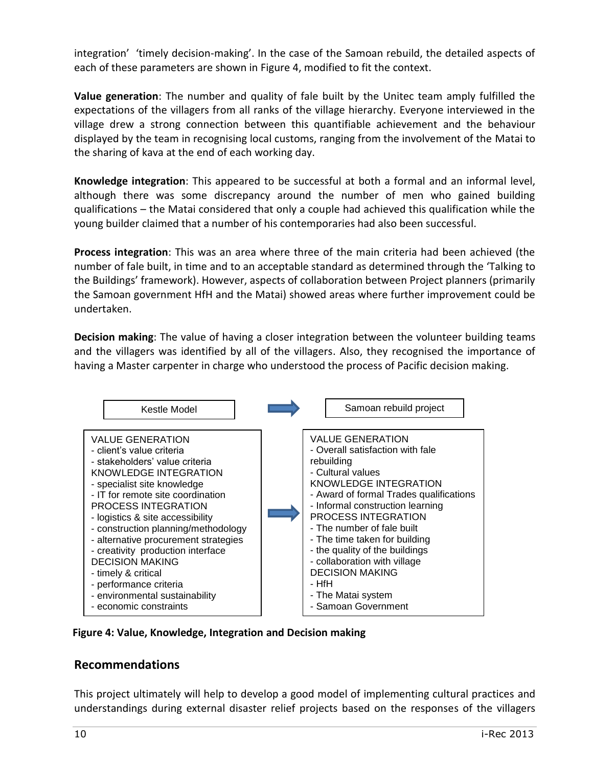integration' 'timely decision-making'. In the case of the Samoan rebuild, the detailed aspects of each of these parameters are shown in Figure 4, modified to fit the context.

**Value generation**: The number and quality of fale built by the Unitec team amply fulfilled the expectations of the villagers from all ranks of the village hierarchy. Everyone interviewed in the village drew a strong connection between this quantifiable achievement and the behaviour displayed by the team in recognising local customs, ranging from the involvement of the Matai to the sharing of kava at the end of each working day.

**Knowledge integration**: This appeared to be successful at both a formal and an informal level, although there was some discrepancy around the number of men who gained building qualifications – the Matai considered that only a couple had achieved this qualification while the young builder claimed that a number of his contemporaries had also been successful.

**Process integration**: This was an area where three of the main criteria had been achieved (the number of fale built, in time and to an acceptable standard as determined through the 'Talking to the Buildings' framework). However, aspects of collaboration between Project planners (primarily the Samoan government HfH and the Matai) showed areas where further improvement could be undertaken.

**Decision making**: The value of having a closer integration between the volunteer building teams and the villagers was identified by all of the villagers. Also, they recognised the importance of having a Master carpenter in charge who understood the process of Pacific decision making.

| Kestle Model | → | Samoan rebuild project |
|---|---|---|
| VALUE GENERATION<br>- client's value criteria<br>- stakeholders' value criteria<br>KNOWLEDGE INTEGRATION<br>- specialist site knowledge<br>- IT for remote site coordination<br>PROCESS INTEGRATION<br>- logistics & site accessibility<br>- construction planning/methodology<br>- alternative procurement strategies<br>- creativity production interface<br>DECISION MAKING<br>- timely & critical<br>- performance criteria<br>- environmental sustainability<br>- economic constraints | → | VALUE GENERATION<br>- Overall satisfaction with fale rebuilding<br>- Cultural values<br>KNOWLEDGE INTEGRATION<br>- Award of formal Trades qualifications<br>- Informal construction learning<br>PROCESS INTEGRATION<br>- The number of fale built<br>- The time taken for building<br>- the quality of the buildings<br>- collaboration with village<br>DECISION MAKING<br>- HfH<br>- The Matai system<br>- Samoan Government |

**Figure 4: Value, Knowledge, Integration and Decision making**

## Recommendations

This project ultimately will help to develop a good model of implementing cultural practices and understandings during external disaster relief projects based on the responses of the villagers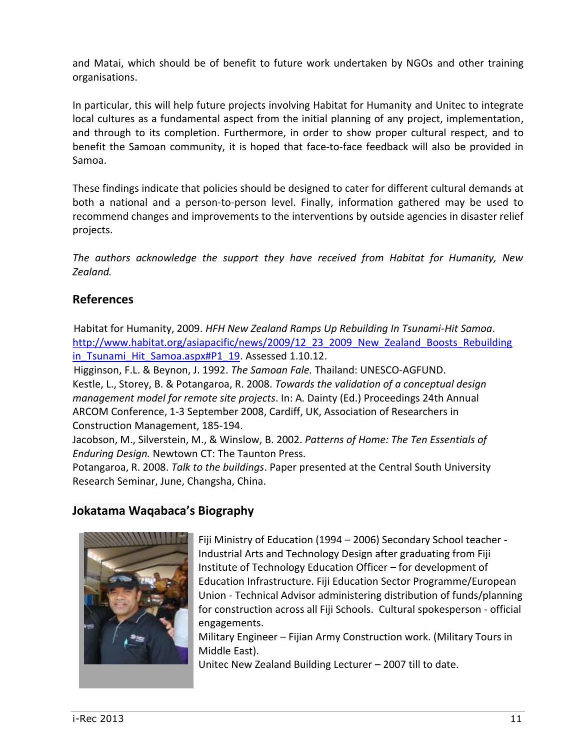and Matai, which should be of benefit to future work undertaken by NGOs and other training organisations.

In particular, this will help future projects involving Habitat for Humanity and Unitec to integrate local cultures as a fundamental aspect from the initial planning of any project, implementation, and through to its completion. Furthermore, in order to show proper cultural respect, and to benefit the Samoan community, it is hoped that face-to-face feedback will also be provided in Samoa.

These findings indicate that policies should be designed to cater for different cultural demands at both a national and a person-to-person level. Finally, information gathered may be used to recommend changes and improvements to the interventions by outside agencies in disaster relief projects.

*The authors acknowledge the support they have received from Habitat for Humanity, New Zealand.*

## References

Habitat for Humanity, 2009. *HFH New Zealand Ramps Up Rebuilding In Tsunami-Hit Samoa*. http://www.habitat.org/asiapacific/news/2009/12_23_2009_New_Zealand_Boosts_Rebuilding_in_Tsunami_Hit_Samoa.aspx#P1_19. Assessed 1.10.12.

Higginson, F.L. & Beynon, J. 1992. *The Samoan Fale.* Thailand: UNESCO-AGFUND.

Kestle, L., Storey, B. & Potangaroa, R. 2008. *Towards the validation of a conceptual design management model for remote site projects*. In: A. Dainty (Ed.) Proceedings 24th Annual ARCOM Conference, 1-3 September 2008, Cardiff, UK, Association of Researchers in Construction Management, 185-194.

Jacobson, M., Silverstein, M., & Winslow, B. 2002. *Patterns of Home: The Ten Essentials of Enduring Design.* Newtown CT: The Taunton Press.

Potangaroa, R. 2008. *Talk to the buildings*. Paper presented at the Central South University Research Seminar, June, Changsha, China.

## Jokatama Waqabaca's Biography

Fiji Ministry of Education (1994 – 2006) Secondary School teacher - Industrial Arts and Technology Design after graduating from Fiji Institute of Technology Education Officer – for development of Education Infrastructure. Fiji Education Sector Programme/European Union - Technical Advisor administering distribution of funds/planning for construction across all Fiji Schools. Cultural spokesperson - official engagements.

Military Engineer – Fijian Army Construction work. (Military Tours in Middle East).

Unitec New Zealand Building Lecturer – 2007 till to date.